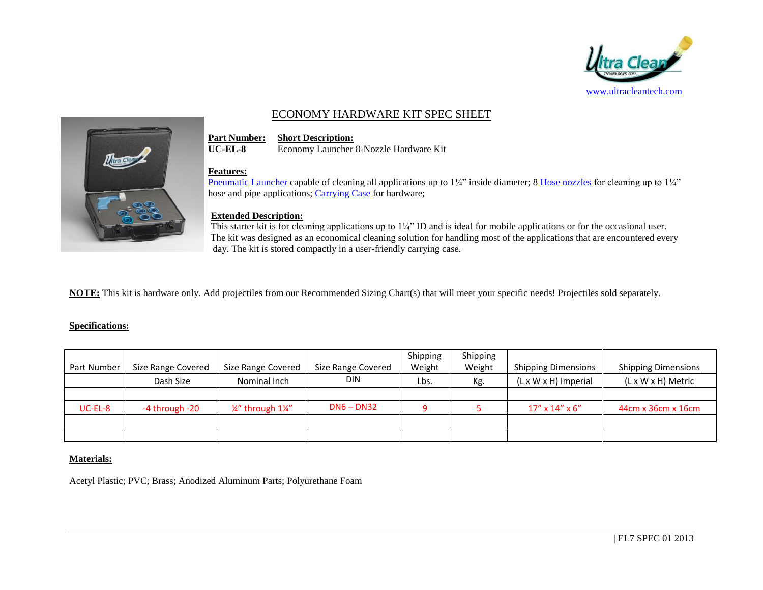www.ultracleantech.com

# ECONOMY HARDWARE KIT SPEC SHEET

**Part Number:** UC-EL-8

**Short Description:** Economy Launcher 8-Nozzle Hardware Kit

**Features:**

Pneumatic Launcher capable of cleaning all applications up to 1¼" inside diameter; 8 Hose nozzles for cleaning up to 1¼" hose and pipe applications; Carrying Case for hardware;

**Extended Description:**

This starter kit is for cleaning applications up to 1¼" ID and is ideal for mobile applications or for the occasional user. The kit was designed as an economical cleaning solution for handling most of the applications that are encountered every day. The kit is stored compactly in a user-friendly carrying case.

**NOTE:** This kit is hardware only. Add projectiles from our Recommended Sizing Chart(s) that will meet your specific needs! Projectiles sold separately.

**Specifications:**

| Part Number | Size Range Covered | Size Range Covered | Size Range Covered | Shipping Weight | Shipping Weight | Shipping Dimensions | Shipping Dimensions |
|---|---|---|---|---|---|---|---|
| | Dash Size | Nominal Inch | DIN | Lbs. | Kg. | (L x W x H) Imperial | (L x W x H) Metric |
| | | | | | | | |
| UC-EL-8 | -4 through -20 | ¼" through 1¼" | DN6 – DN32 | 9 | 5 | 17" x 14" x 6" | 44cm x 36cm x 16cm |
| | | | | | | | |
| | | | | | | | |

**Materials:**

Acetyl Plastic; PVC; Brass; Anodized Aluminum Parts; Polyurethane Foam

EL7 SPEC 01 2013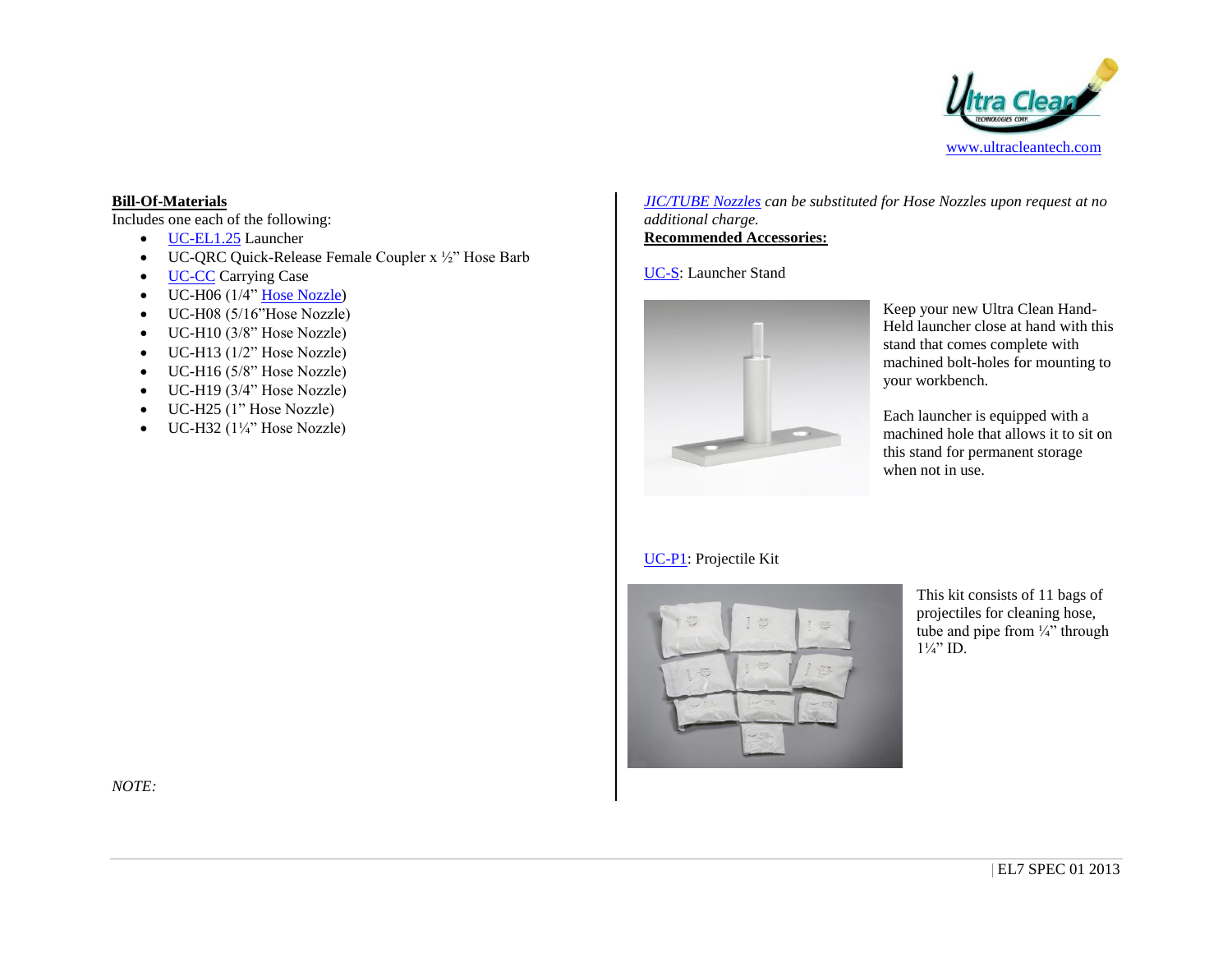**Bill-Of-Materials**

Includes one each of the following:

- UC-EL1.25 Launcher
- UC-QRC Quick-Release Female Coupler x ½" Hose Barb
- UC-CC Carrying Case
- UC-H06 (1/4" Hose Nozzle)
- UC-H08 (5/16"Hose Nozzle)
- UC-H10 (3/8" Hose Nozzle)
- UC-H13 (1/2" Hose Nozzle)
- UC-H16 (5/8" Hose Nozzle)
- UC-H19 (3/4" Hose Nozzle)
- UC-H25 (1" Hose Nozzle)
- UC-H32 (1¼" Hose Nozzle)

*NOTE:*

*JIC/TUBE Nozzles can be substituted for Hose Nozzles upon request at no additional charge.*

**Recommended Accessories:**

UC-S: Launcher Stand

Keep your new Ultra Clean Hand-Held launcher close at hand with this stand that comes complete with machined bolt-holes for mounting to your workbench.

Each launcher is equipped with a machined hole that allows it to sit on this stand for permanent storage when not in use.

UC-P1: Projectile Kit

This kit consists of 11 bags of projectiles for cleaning hose, tube and pipe from ¼" through 1¼" ID.